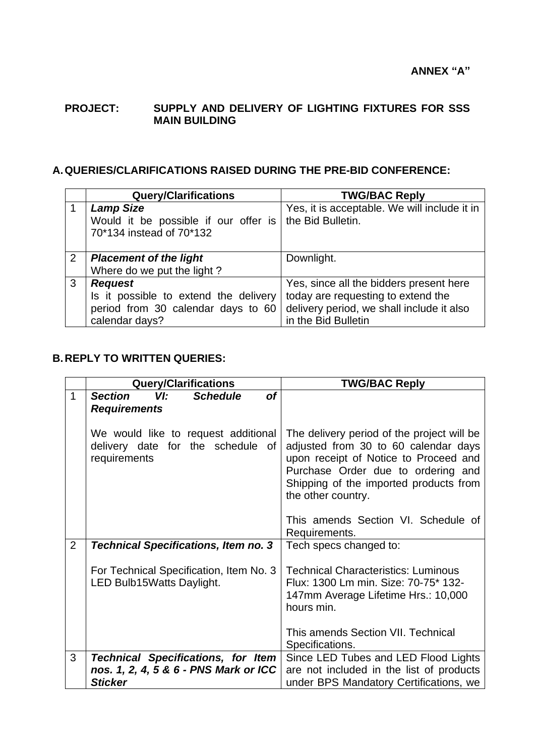**ANNEX "A"**

**PROJECT:** **SUPPLY AND DELIVERY OF LIGHTING FIXTURES FOR SSS MAIN BUILDING**

## A. QUERIES/CLARIFICATIONS RAISED DURING THE PRE-BID CONFERENCE:

| | Query/Clarifications | TWG/BAC Reply |
|---|---|---|
| 1 | ***Lamp Size*** <br> Would it be possible if our offer is 70*134 instead of 70*132 | Yes, it is acceptable. We will include it in the Bid Bulletin. |
| 2 | ***Placement of the light*** <br> Where do we put the light ? | Downlight. |
| 3 | ***Request*** <br> Is it possible to extend the delivery period from 30 calendar days to 60 calendar days? | Yes, since all the bidders present here today are requesting to extend the delivery period, we shall include it also in the Bid Bulletin |

## B. REPLY TO WRITTEN QUERIES:

| | Query/Clarifications | TWG/BAC Reply |
|---|---|---|
| 1 | ***Section VI: Schedule of Requirements*** <br><br> We would like to request additional delivery date for the schedule of requirements | The delivery period of the project will be adjusted from 30 to 60 calendar days upon receipt of Notice to Proceed and Purchase Order due to ordering and Shipping of the imported products from the other country. <br><br> This amends Section VI. Schedule of Requirements. |
| 2 | ***Technical Specifications, Item no. 3*** <br><br> For Technical Specification, Item No. 3 LED Bulb15Watts Daylight. | Tech specs changed to: <br><br> Technical Characteristics: Luminous Flux: 1300 Lm min. Size: 70-75* 132-147mm Average Lifetime Hrs.: 10,000 hours min. <br><br> This amends Section VII. Technical Specifications. |
| 3 | ***Technical Specifications, for Item nos. 1, 2, 4, 5 & 6 - PNS Mark or ICC Sticker*** | Since LED Tubes and LED Flood Lights are not included in the list of products under BPS Mandatory Certifications, we |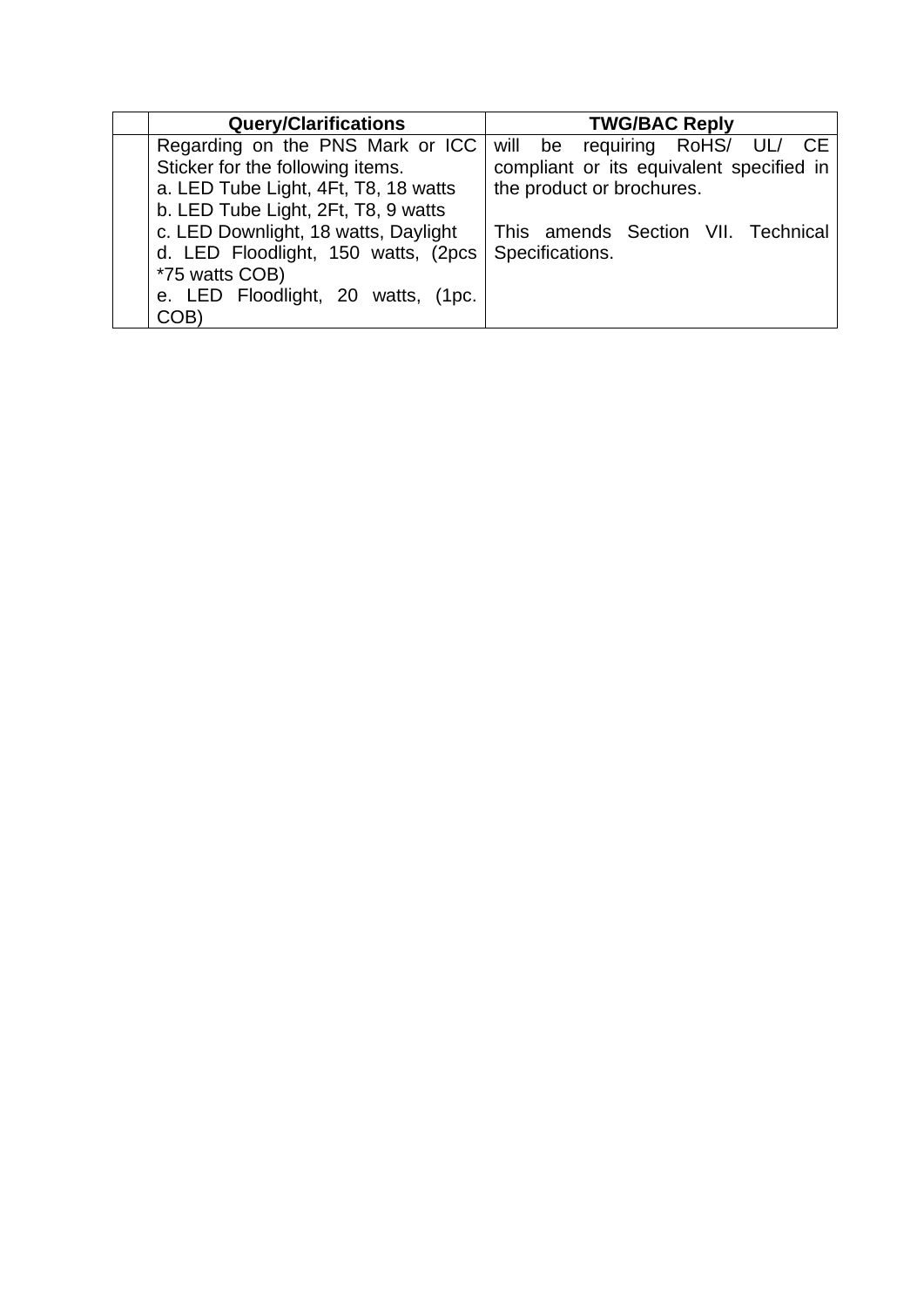| | Query/Clarifications | TWG/BAC Reply |
|---|---|---|
| | Regarding on the PNS Mark or ICC Sticker for the following items.<br>a. LED Tube Light, 4Ft, T8, 18 watts<br>b. LED Tube Light, 2Ft, T8, 9 watts<br>c. LED Downlight, 18 watts, Daylight<br>d. LED Floodlight, 150 watts, (2pcs *75 watts COB)<br>e. LED Floodlight, 20 watts, (1pc. COB) | will be requiring RoHS/ UL/ CE compliant or its equivalent specified in the product or brochures.<br><br>This amends Section VII. Technical Specifications. |